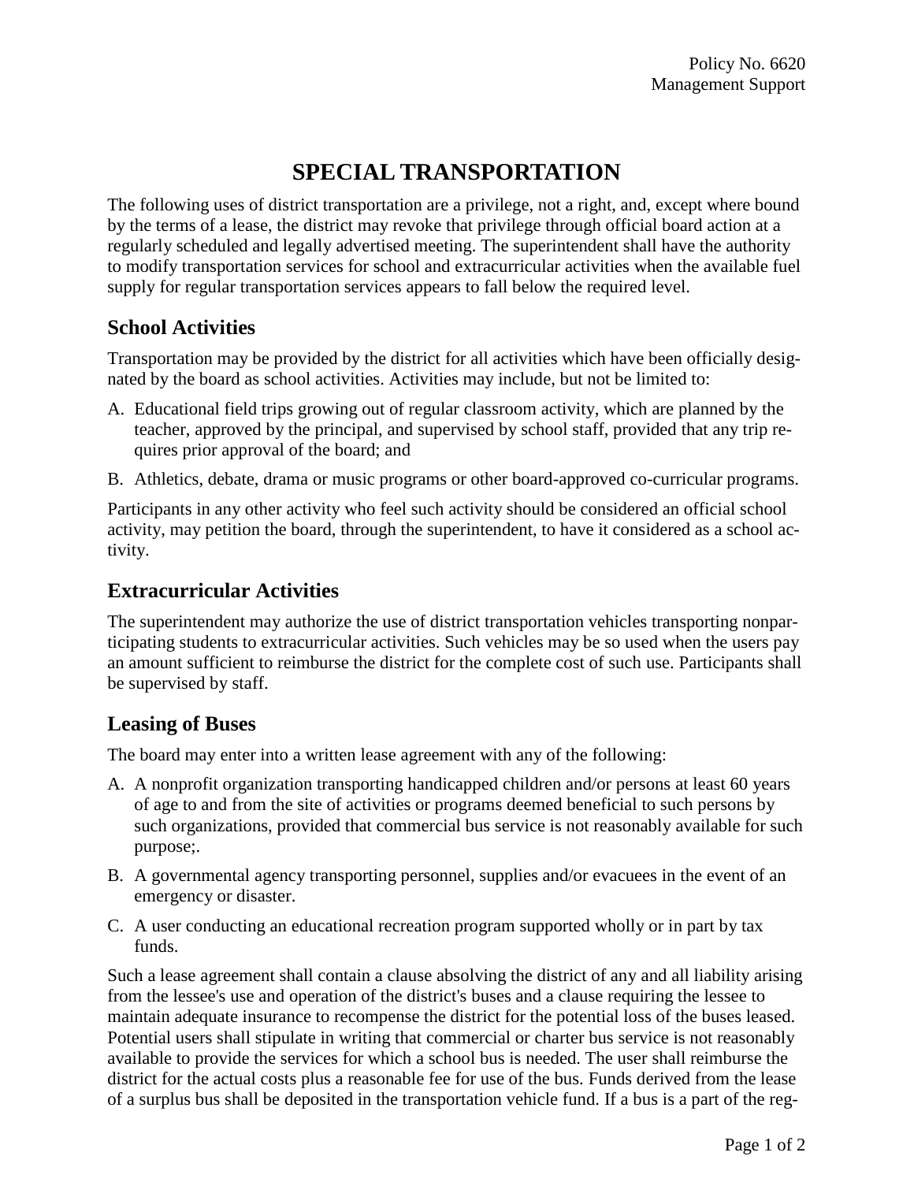Policy No. 6620
Management Support

# SPECIAL TRANSPORTATION

The following uses of district transportation are a privilege, not a right, and, except where bound by the terms of a lease, the district may revoke that privilege through official board action at a regularly scheduled and legally advertised meeting. The superintendent shall have the authority to modify transportation services for school and extracurricular activities when the available fuel supply for regular transportation services appears to fall below the required level.

## School Activities

Transportation may be provided by the district for all activities which have been officially designated by the board as school activities. Activities may include, but not be limited to:

A. Educational field trips growing out of regular classroom activity, which are planned by the teacher, approved by the principal, and supervised by school staff, provided that any trip requires prior approval of the board; and

B. Athletics, debate, drama or music programs or other board-approved co-curricular programs.

Participants in any other activity who feel such activity should be considered an official school activity, may petition the board, through the superintendent, to have it considered as a school activity.

## Extracurricular Activities

The superintendent may authorize the use of district transportation vehicles transporting nonparticipating students to extracurricular activities. Such vehicles may be so used when the users pay an amount sufficient to reimburse the district for the complete cost of such use. Participants shall be supervised by staff.

## Leasing of Buses

The board may enter into a written lease agreement with any of the following:

A. A nonprofit organization transporting handicapped children and/or persons at least 60 years of age to and from the site of activities or programs deemed beneficial to such persons by such organizations, provided that commercial bus service is not reasonably available for such purpose;.

B. A governmental agency transporting personnel, supplies and/or evacuees in the event of an emergency or disaster.

C. A user conducting an educational recreation program supported wholly or in part by tax funds.

Such a lease agreement shall contain a clause absolving the district of any and all liability arising from the lessee's use and operation of the district's buses and a clause requiring the lessee to maintain adequate insurance to recompense the district for the potential loss of the buses leased. Potential users shall stipulate in writing that commercial or charter bus service is not reasonably available to provide the services for which a school bus is needed. The user shall reimburse the district for the actual costs plus a reasonable fee for use of the bus. Funds derived from the lease of a surplus bus shall be deposited in the transportation vehicle fund. If a bus is a part of the reg-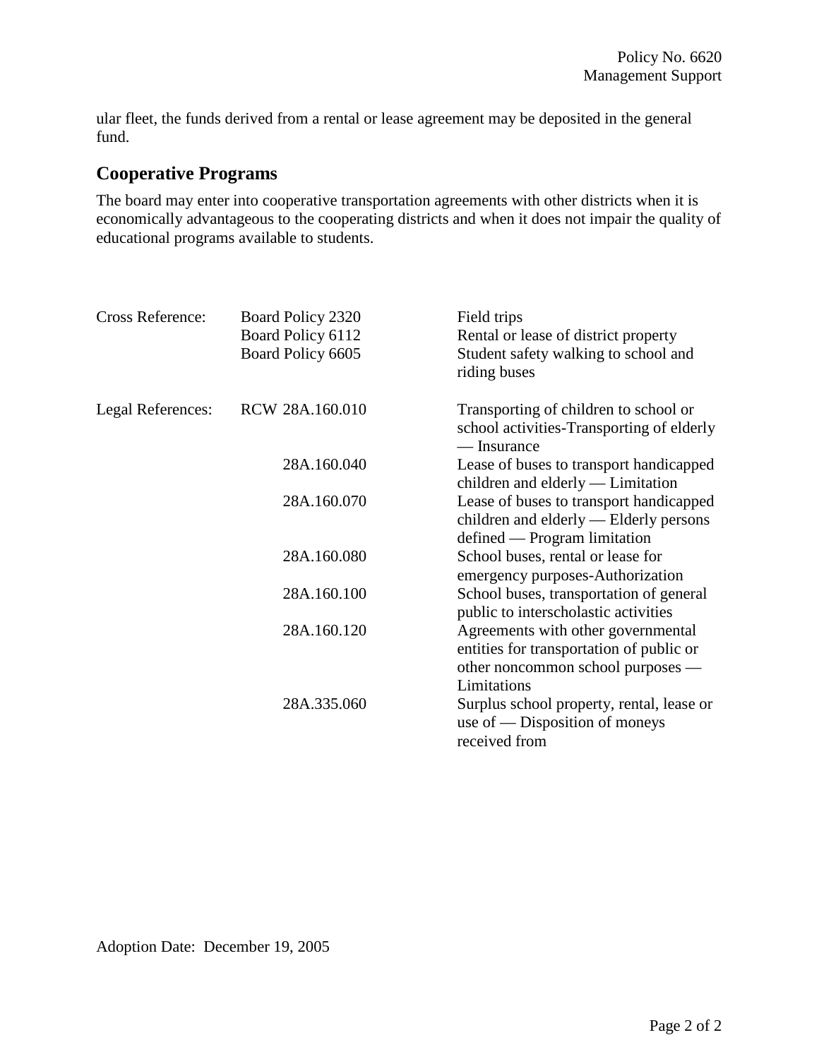ular fleet, the funds derived from a rental or lease agreement may be deposited in the general fund.

## Cooperative Programs

The board may enter into cooperative transportation agreements with other districts when it is economically advantageous to the cooperating districts and when it does not impair the quality of educational programs available to students.

| | | |
|---|---|---|
| Cross Reference: | Board Policy 2320 | Field trips |
| | Board Policy 6112 | Rental or lease of district property |
| | Board Policy 6605 | Student safety walking to school and riding buses |
| Legal References: | RCW 28A.160.010 | Transporting of children to school or school activities-Transporting of elderly — Insurance |
| | 28A.160.040 | Lease of buses to transport handicapped children and elderly — Limitation |
| | 28A.160.070 | Lease of buses to transport handicapped children and elderly — Elderly persons defined — Program limitation |
| | 28A.160.080 | School buses, rental or lease for emergency purposes-Authorization |
| | 28A.160.100 | School buses, transportation of general public to interscholastic activities |
| | 28A.160.120 | Agreements with other governmental entities for transportation of public or other noncommon school purposes — Limitations |
| | 28A.335.060 | Surplus school property, rental, lease or use of — Disposition of moneys received from |

Adoption Date: December 19, 2005